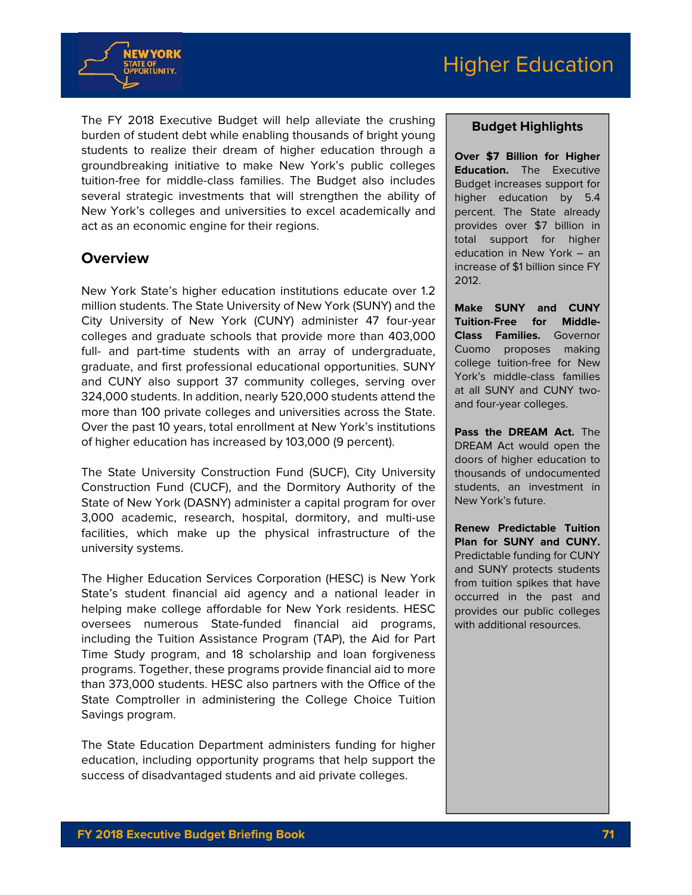# Higher Education

The FY 2018 Executive Budget will help alleviate the crushing burden of student debt while enabling thousands of bright young students to realize their dream of higher education through a groundbreaking initiative to make New York's public colleges tuition-free for middle-class families. The Budget also includes several strategic investments that will strengthen the ability of New York's colleges and universities to excel academically and act as an economic engine for their regions.

## Overview

New York State's higher education institutions educate over 1.2 million students. The State University of New York (SUNY) and the City University of New York (CUNY) administer 47 four-year colleges and graduate schools that provide more than 403,000 full- and part-time students with an array of undergraduate, graduate, and first professional educational opportunities. SUNY and CUNY also support 37 community colleges, serving over 324,000 students. In addition, nearly 520,000 students attend the more than 100 private colleges and universities across the State. Over the past 10 years, total enrollment at New York's institutions of higher education has increased by 103,000 (9 percent).

The State University Construction Fund (SUCF), City University Construction Fund (CUCF), and the Dormitory Authority of the State of New York (DASNY) administer a capital program for over 3,000 academic, research, hospital, dormitory, and multi-use facilities, which make up the physical infrastructure of the university systems.

The Higher Education Services Corporation (HESC) is New York State's student financial aid agency and a national leader in helping make college affordable for New York residents. HESC oversees numerous State-funded financial aid programs, including the Tuition Assistance Program (TAP), the Aid for Part Time Study program, and 18 scholarship and loan forgiveness programs. Together, these programs provide financial aid to more than 373,000 students. HESC also partners with the Office of the State Comptroller in administering the College Choice Tuition Savings program.

The State Education Department administers funding for higher education, including opportunity programs that help support the success of disadvantaged students and aid private colleges.

### Budget Highlights

**Over $7 Billion for Higher Education.** The Executive Budget increases support for higher education by 5.4 percent. The State already provides over $7 billion in total support for higher education in New York – an increase of $1 billion since FY 2012.

**Make SUNY and CUNY Tuition-Free for Middle-Class Families.** Governor Cuomo proposes making college tuition-free for New York's middle-class families at all SUNY and CUNY two- and four-year colleges.

**Pass the DREAM Act.** The DREAM Act would open the doors of higher education to thousands of undocumented students, an investment in New York's future.

**Renew Predictable Tuition Plan for SUNY and CUNY.** Predictable funding for CUNY and SUNY protects students from tuition spikes that have occurred in the past and provides our public colleges with additional resources.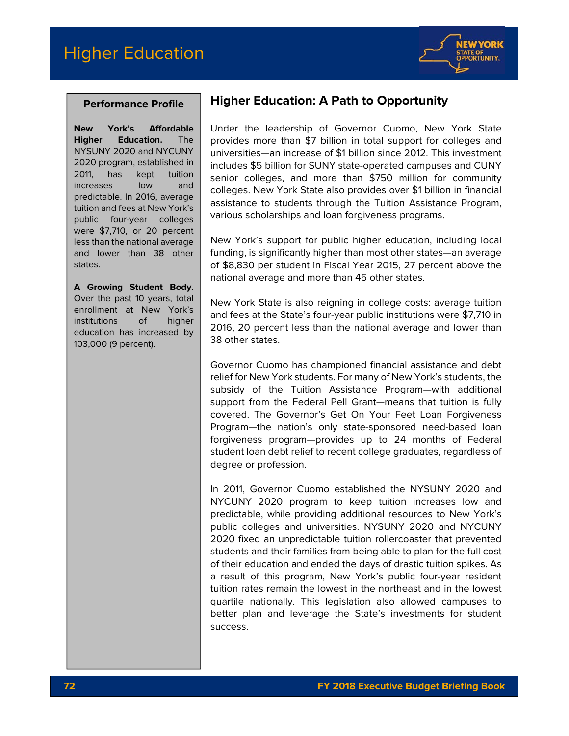# Higher Education

### Performance Profile

**New York's Affordable Higher Education.** The NYSUNY 2020 and NYCUNY 2020 program, established in 2011, has kept tuition increases low and predictable. In 2016, average tuition and fees at New York's public four-year colleges were $7,710, or 20 percent less than the national average and lower than 38 other states.

**A Growing Student Body**. Over the past 10 years, total enrollment at New York's institutions of higher education has increased by 103,000 (9 percent).

## Higher Education: A Path to Opportunity

Under the leadership of Governor Cuomo, New York State provides more than $7 billion in total support for colleges and universities—an increase of $1 billion since 2012. This investment includes $5 billion for SUNY state-operated campuses and CUNY senior colleges, and more than $750 million for community colleges. New York State also provides over $1 billion in financial assistance to students through the Tuition Assistance Program, various scholarships and loan forgiveness programs.

New York's support for public higher education, including local funding, is significantly higher than most other states—an average of $8,830 per student in Fiscal Year 2015, 27 percent above the national average and more than 45 other states.

New York State is also reigning in college costs: average tuition and fees at the State's four-year public institutions were $7,710 in 2016, 20 percent less than the national average and lower than 38 other states.

Governor Cuomo has championed financial assistance and debt relief for New York students. For many of New York's students, the subsidy of the Tuition Assistance Program—with additional support from the Federal Pell Grant—means that tuition is fully covered. The Governor's Get On Your Feet Loan Forgiveness Program—the nation's only state-sponsored need-based loan forgiveness program—provides up to 24 months of Federal student loan debt relief to recent college graduates, regardless of degree or profession.

In 2011, Governor Cuomo established the NYSUNY 2020 and NYCUNY 2020 program to keep tuition increases low and predictable, while providing additional resources to New York's public colleges and universities. NYSUNY 2020 and NYCUNY 2020 fixed an unpredictable tuition rollercoaster that prevented students and their families from being able to plan for the full cost of their education and ended the days of drastic tuition spikes. As a result of this program, New York's public four-year resident tuition rates remain the lowest in the northeast and in the lowest quartile nationally. This legislation also allowed campuses to better plan and leverage the State's investments for student success.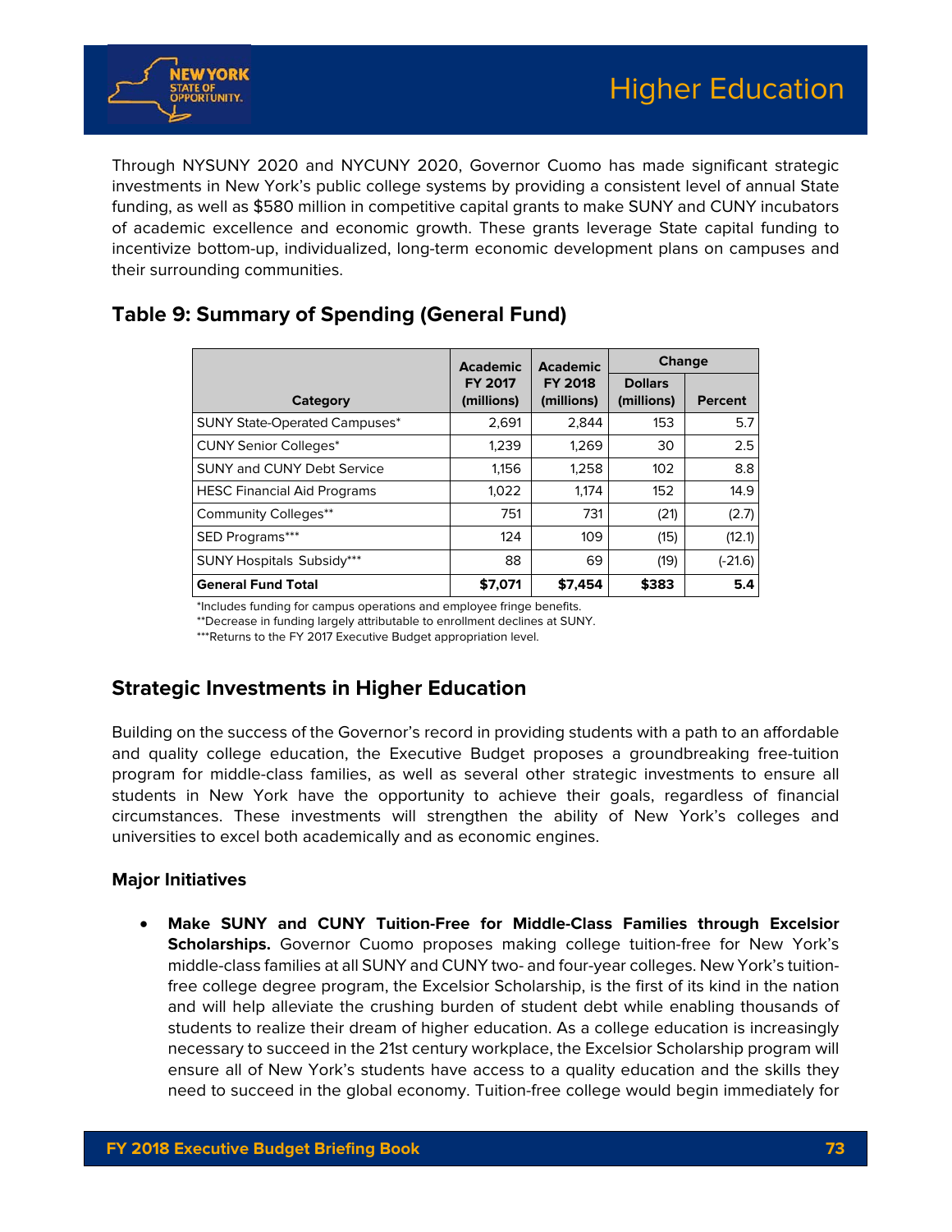Through NYSUNY 2020 and NYCUNY 2020, Governor Cuomo has made significant strategic investments in New York's public college systems by providing a consistent level of annual State funding, as well as $580 million in competitive capital grants to make SUNY and CUNY incubators of academic excellence and economic growth. These grants leverage State capital funding to incentivize bottom-up, individualized, long-term economic development plans on campuses and their surrounding communities.

## Table 9: Summary of Spending (General Fund)

| Category | Academic FY 2017 (millions) | Academic FY 2018 (millions) | Change | |
|---|---|---|---|---|
| | | | Dollars (millions) | Percent |
| SUNY State-Operated Campuses* | 2,691 | 2,844 | 153 | 5.7 |
| CUNY Senior Colleges* | 1,239 | 1,269 | 30 | 2.5 |
| SUNY and CUNY Debt Service | 1,156 | 1,258 | 102 | 8.8 |
| HESC Financial Aid Programs | 1,022 | 1,174 | 152 | 14.9 |
| Community Colleges** | 751 | 731 | (21) | (2.7) |
| SED Programs*** | 124 | 109 | (15) | (12.1) |
| SUNY Hospitals Subsidy*** | 88 | 69 | (19) | (-21.6) |
| **General Fund Total** | **$7,071** | **$7,454** | **$383** | **5.4** |

*Includes funding for campus operations and employee fringe benefits.
**Decrease in funding largely attributable to enrollment declines at SUNY.
***Returns to the FY 2017 Executive Budget appropriation level.

## Strategic Investments in Higher Education

Building on the success of the Governor's record in providing students with a path to an affordable and quality college education, the Executive Budget proposes a groundbreaking free-tuition program for middle-class families, as well as several other strategic investments to ensure all students in New York have the opportunity to achieve their goals, regardless of financial circumstances. These investments will strengthen the ability of New York's colleges and universities to excel both academically and as economic engines.

### Major Initiatives

- **Make SUNY and CUNY Tuition-Free for Middle-Class Families through Excelsior Scholarships.** Governor Cuomo proposes making college tuition-free for New York's middle-class families at all SUNY and CUNY two- and four-year colleges. New York's tuition-free college degree program, the Excelsior Scholarship, is the first of its kind in the nation and will help alleviate the crushing burden of student debt while enabling thousands of students to realize their dream of higher education. As a college education is increasingly necessary to succeed in the 21st century workplace, the Excelsior Scholarship program will ensure all of New York's students have access to a quality education and the skills they need to succeed in the global economy. Tuition-free college would begin immediately for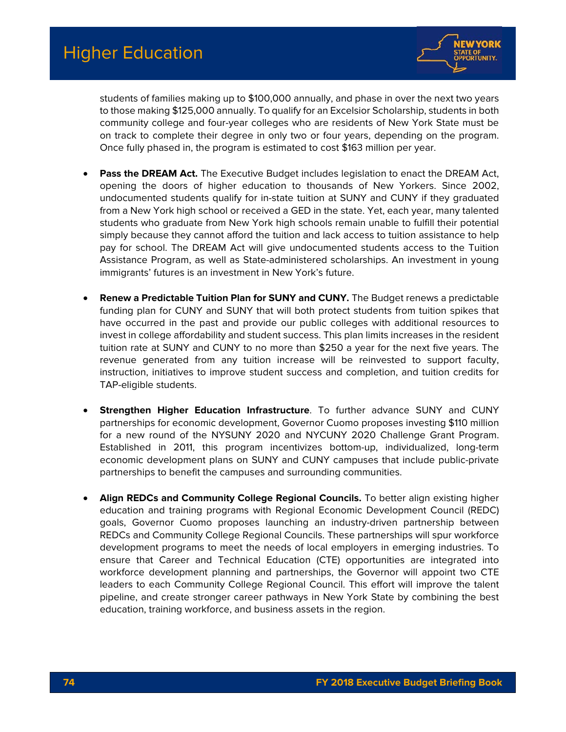students of families making up to $100,000 annually, and phase in over the next two years to those making $125,000 annually. To qualify for an Excelsior Scholarship, students in both community college and four-year colleges who are residents of New York State must be on track to complete their degree in only two or four years, depending on the program. Once fully phased in, the program is estimated to cost $163 million per year.

- **Pass the DREAM Act.** The Executive Budget includes legislation to enact the DREAM Act, opening the doors of higher education to thousands of New Yorkers. Since 2002, undocumented students qualify for in-state tuition at SUNY and CUNY if they graduated from a New York high school or received a GED in the state. Yet, each year, many talented students who graduate from New York high schools remain unable to fulfill their potential simply because they cannot afford the tuition and lack access to tuition assistance to help pay for school. The DREAM Act will give undocumented students access to the Tuition Assistance Program, as well as State-administered scholarships. An investment in young immigrants' futures is an investment in New York's future.

- **Renew a Predictable Tuition Plan for SUNY and CUNY.** The Budget renews a predictable funding plan for CUNY and SUNY that will both protect students from tuition spikes that have occurred in the past and provide our public colleges with additional resources to invest in college affordability and student success. This plan limits increases in the resident tuition rate at SUNY and CUNY to no more than $250 a year for the next five years. The revenue generated from any tuition increase will be reinvested to support faculty, instruction, initiatives to improve student success and completion, and tuition credits for TAP-eligible students.

- **Strengthen Higher Education Infrastructure**. To further advance SUNY and CUNY partnerships for economic development, Governor Cuomo proposes investing $110 million for a new round of the NYSUNY 2020 and NYCUNY 2020 Challenge Grant Program. Established in 2011, this program incentivizes bottom-up, individualized, long-term economic development plans on SUNY and CUNY campuses that include public-private partnerships to benefit the campuses and surrounding communities.

- **Align REDCs and Community College Regional Councils.** To better align existing higher education and training programs with Regional Economic Development Council (REDC) goals, Governor Cuomo proposes launching an industry-driven partnership between REDCs and Community College Regional Councils. These partnerships will spur workforce development programs to meet the needs of local employers in emerging industries. To ensure that Career and Technical Education (CTE) opportunities are integrated into workforce development planning and partnerships, the Governor will appoint two CTE leaders to each Community College Regional Council. This effort will improve the talent pipeline, and create stronger career pathways in New York State by combining the best education, training workforce, and business assets in the region.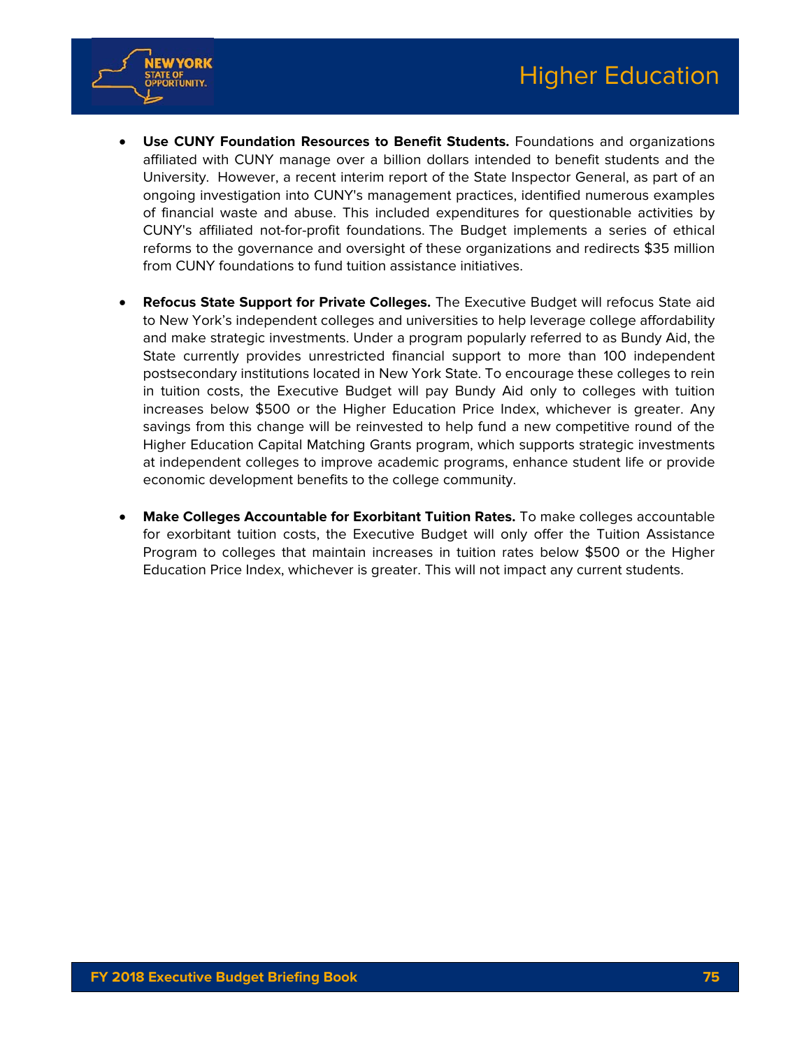- **Use CUNY Foundation Resources to Benefit Students.** Foundations and organizations affiliated with CUNY manage over a billion dollars intended to benefit students and the University. However, a recent interim report of the State Inspector General, as part of an ongoing investigation into CUNY's management practices, identified numerous examples of financial waste and abuse. This included expenditures for questionable activities by CUNY's affiliated not-for-profit foundations. The Budget implements a series of ethical reforms to the governance and oversight of these organizations and redirects $35 million from CUNY foundations to fund tuition assistance initiatives.

- **Refocus State Support for Private Colleges.** The Executive Budget will refocus State aid to New York's independent colleges and universities to help leverage college affordability and make strategic investments. Under a program popularly referred to as Bundy Aid, the State currently provides unrestricted financial support to more than 100 independent postsecondary institutions located in New York State. To encourage these colleges to rein in tuition costs, the Executive Budget will pay Bundy Aid only to colleges with tuition increases below $500 or the Higher Education Price Index, whichever is greater. Any savings from this change will be reinvested to help fund a new competitive round of the Higher Education Capital Matching Grants program, which supports strategic investments at independent colleges to improve academic programs, enhance student life or provide economic development benefits to the college community.

- **Make Colleges Accountable for Exorbitant Tuition Rates.** To make colleges accountable for exorbitant tuition costs, the Executive Budget will only offer the Tuition Assistance Program to colleges that maintain increases in tuition rates below $500 or the Higher Education Price Index, whichever is greater. This will not impact any current students.